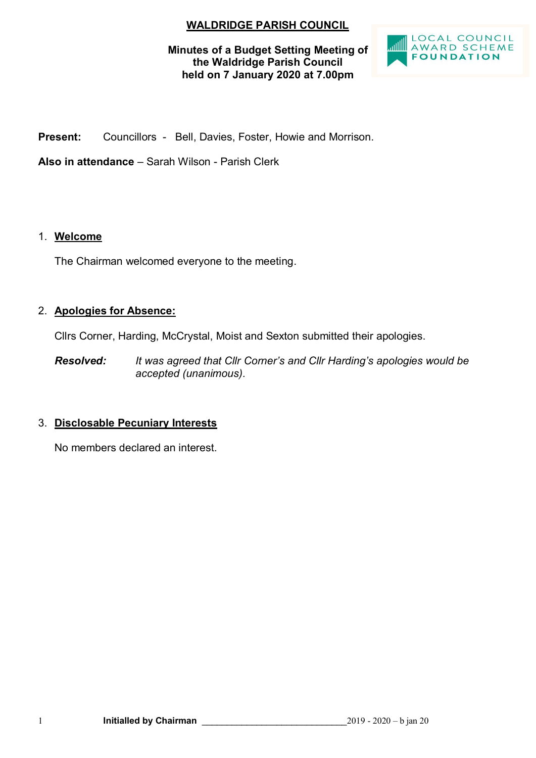# WALDRIDGE PARISH COUNCIL

**Minutes of a Budget Setting Meeting of the Waldridge Parish Council held on 7 January 2020 at 7.00pm**

LOCAL COUNCIL AWARD SCHEME FOUNDATION

**Present:** Councillors - Bell, Davies, Foster, Howie and Morrison.

**Also in attendance** – Sarah Wilson - Parish Clerk

1. **Welcome**

   The Chairman welcomed everyone to the meeting.

2. **Apologies for Absence:**

   Cllrs Corner, Harding, McCrystal, Moist and Sexton submitted their apologies.

   ***Resolved:*** *It was agreed that Cllr Corner's and Cllr Harding's apologies would be accepted (unanimous).*

3. **Disclosable Pecuniary Interests**

   No members declared an interest.

**Initialled by Chairman** ______________________________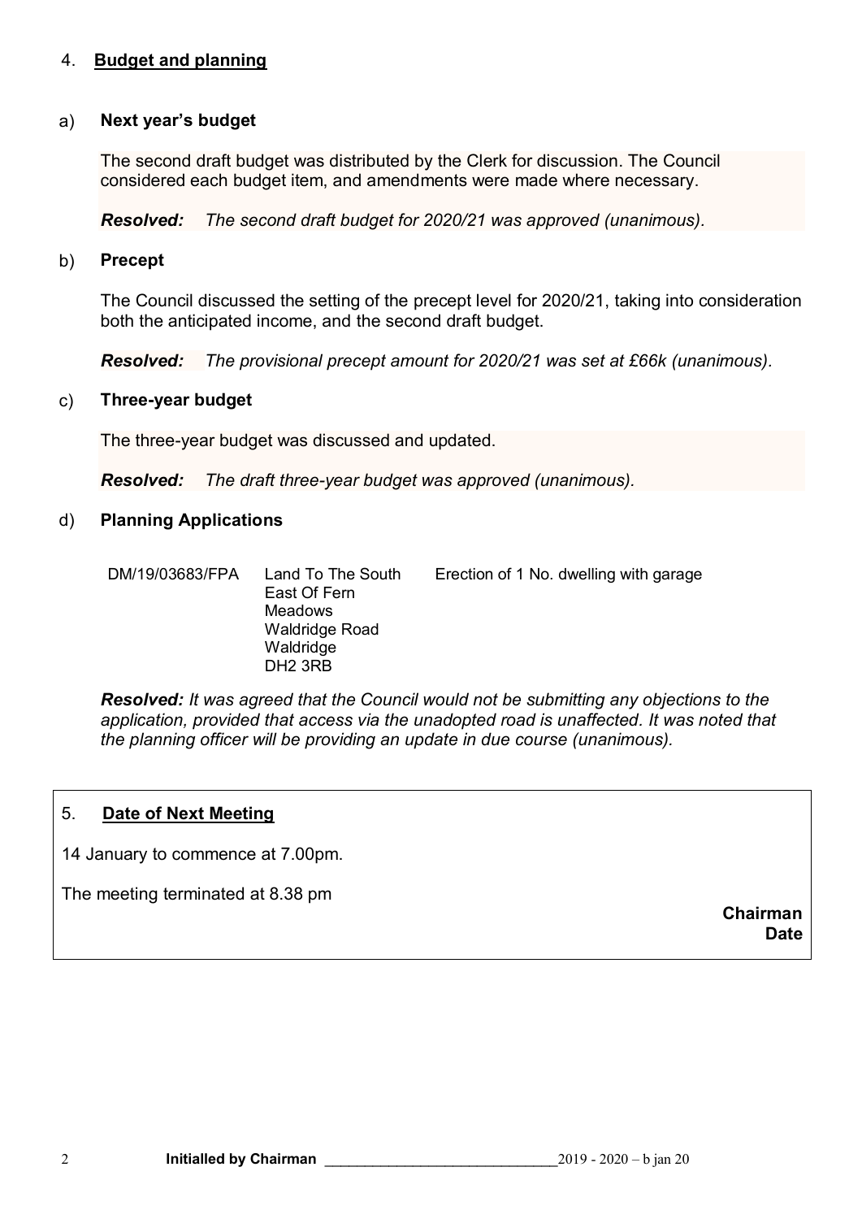## 4. Budget and planning

### a) Next year's budget

The second draft budget was distributed by the Clerk for discussion. The Council considered each budget item, and amendments were made where necessary.

***Resolved:*** *The second draft budget for 2020/21 was approved (unanimous).*

### b) Precept

The Council discussed the setting of the precept level for 2020/21, taking into consideration both the anticipated income, and the second draft budget.

***Resolved:*** *The provisional precept amount for 2020/21 was set at £66k (unanimous).*

### c) Three-year budget

The three-year budget was discussed and updated.

***Resolved:*** *The draft three-year budget was approved (unanimous).*

### d) Planning Applications

| | | |
|---|---|---|
| DM/19/03683/FPA | Land To The South East Of Fern Meadows Waldridge Road Waldridge DH2 3RB | Erection of 1 No. dwelling with garage |

***Resolved:*** *It was agreed that the Council would not be submitting any objections to the application, provided that access via the unadopted road is unaffected. It was noted that the planning officer will be providing an update in due course (unanimous).*

## 5. Date of Next Meeting

14 January to commence at 7.00pm.

The meeting terminated at 8.38 pm

**Chairman**
**Date**

**Initialled by Chairman** ______________________________ 2019 - 2020 – b jan 20